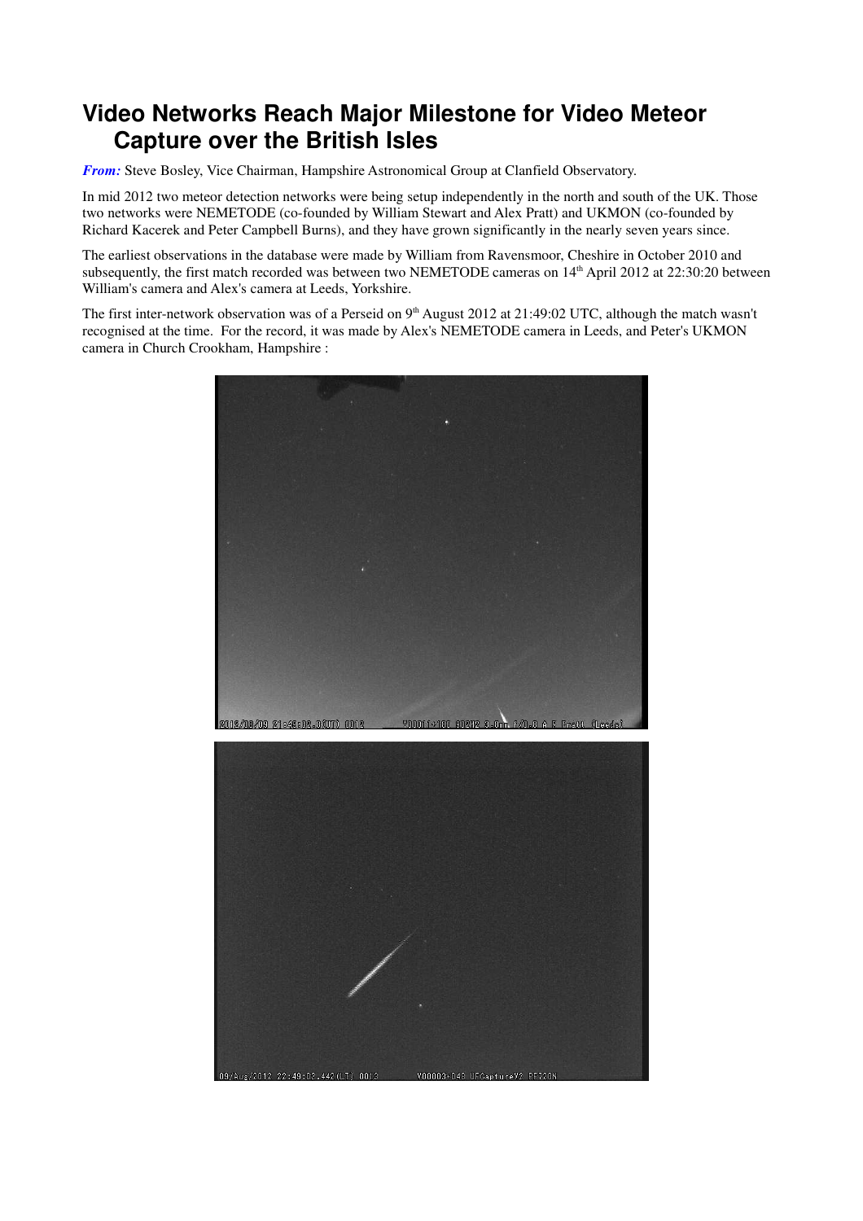# Video Networks Reach Major Milestone for Video Meteor Capture over the British Isles

***From:*** Steve Bosley, Vice Chairman, Hampshire Astronomical Group at Clanfield Observatory.

In mid 2012 two meteor detection networks were being setup independently in the north and south of the UK. Those two networks were NEMETODE (co-founded by William Stewart and Alex Pratt) and UKMON (co-founded by Richard Kacerek and Peter Campbell Burns), and they have grown significantly in the nearly seven years since.

The earliest observations in the database were made by William from Ravensmoor, Cheshire in October 2010 and subsequently, the first match recorded was between two NEMETODE cameras on 14th April 2012 at 22:30:20 between William's camera and Alex's camera at Leeds, Yorkshire.

The first inter-network observation was of a Perseid on 9th August 2012 at 21:49:02 UTC, although the match wasn't recognised at the time. For the record, it was made by Alex's NEMETODE camera in Leeds, and Peter's UKMON camera in Church Crookham, Hampshire :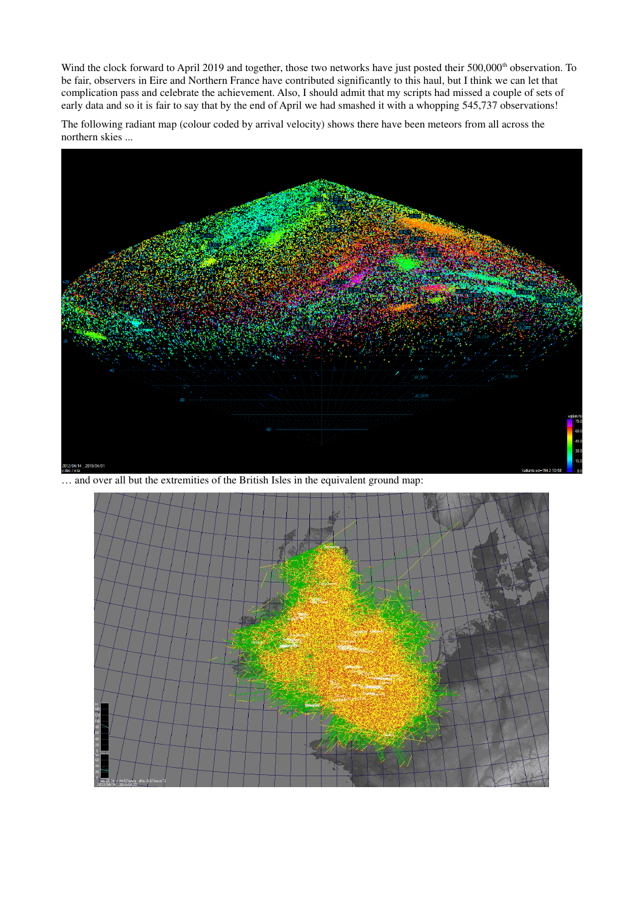Wind the clock forward to April 2019 and together, those two networks have just posted their 500,000th observation. To be fair, observers in Eire and Northern France have contributed significantly to this haul, but I think we can let that complication pass and celebrate the achievement. Also, I should admit that my scripts had missed a couple of sets of early data and so it is fair to say that by the end of April we had smashed it with a whopping 545,737 observations!

The following radiant map (colour coded by arrival velocity) shows there have been meteors from all across the northern skies ...

… and over all but the extremities of the British Isles in the equivalent ground map: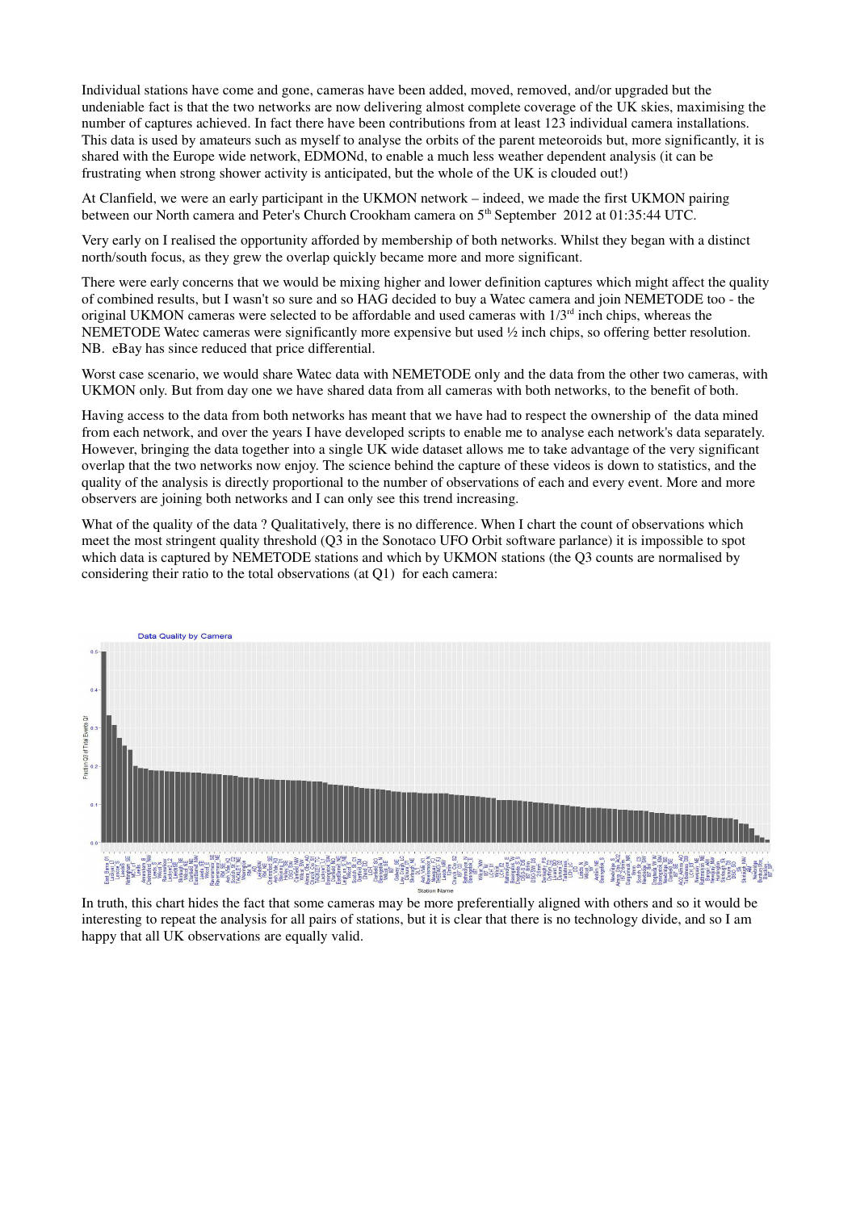Individual stations have come and gone, cameras have been added, moved, removed, and/or upgraded but the undeniable fact is that the two networks are now delivering almost complete coverage of the UK skies, maximising the number of captures achieved. In fact there have been contributions from at least 123 individual camera installations. This data is used by amateurs such as myself to analyse the orbits of the parent meteoroids but, more significantly, it is shared with the Europe wide network, EDMONd, to enable a much less weather dependent analysis (it can be frustrating when strong shower activity is anticipated, but the whole of the UK is clouded out!)

At Clanfield, we were an early participant in the UKMON network – indeed, we made the first UKMON pairing between our North camera and Peter's Church Crookham camera on 5th September 2012 at 01:35:44 UTC.

Very early on I realised the opportunity afforded by membership of both networks. Whilst they began with a distinct north/south focus, as they grew the overlap quickly became more and more significant.

There were early concerns that we would be mixing higher and lower definition captures which might affect the quality of combined results, but I wasn't so sure and so HAG decided to buy a Watec camera and join NEMETODE too - the original UKMON cameras were selected to be affordable and used cameras with 1/3rd inch chips, whereas the NEMETODE Watec cameras were significantly more expensive but used ½ inch chips, so offering better resolution. NB. eBay has since reduced that price differential.

Worst case scenario, we would share Watec data with NEMETODE only and the data from the other two cameras, with UKMON only. But from day one we have shared data from all cameras with both networks, to the benefit of both.

Having access to the data from both networks has meant that we have had to respect the ownership of the data mined from each network, and over the years I have developed scripts to enable me to analyse each network's data separately. However, bringing the data together into a single UK wide dataset allows me to take advantage of the very significant overlap that the two networks now enjoy. The science behind the capture of these videos is down to statistics, and the quality of the analysis is directly proportional to the number of observations of each and every event. More and more observers are joining both networks and I can only see this trend increasing.

What of the quality of the data ? Qualitatively, there is no difference. When I chart the count of observations which meet the most stringent quality threshold (Q3 in the Sonotaco UFO Orbit software parlance) it is impossible to spot which data is captured by NEMETODE stations and which by UKMON stations (the Q3 counts are normalised by considering their ratio to the total observations (at Q1) for each camera:

In truth, this chart hides the fact that some cameras may be more preferentially aligned with others and so it would be interesting to repeat the analysis for all pairs of stations, but it is clear that there is no technology divide, and so I am happy that all UK observations are equally valid.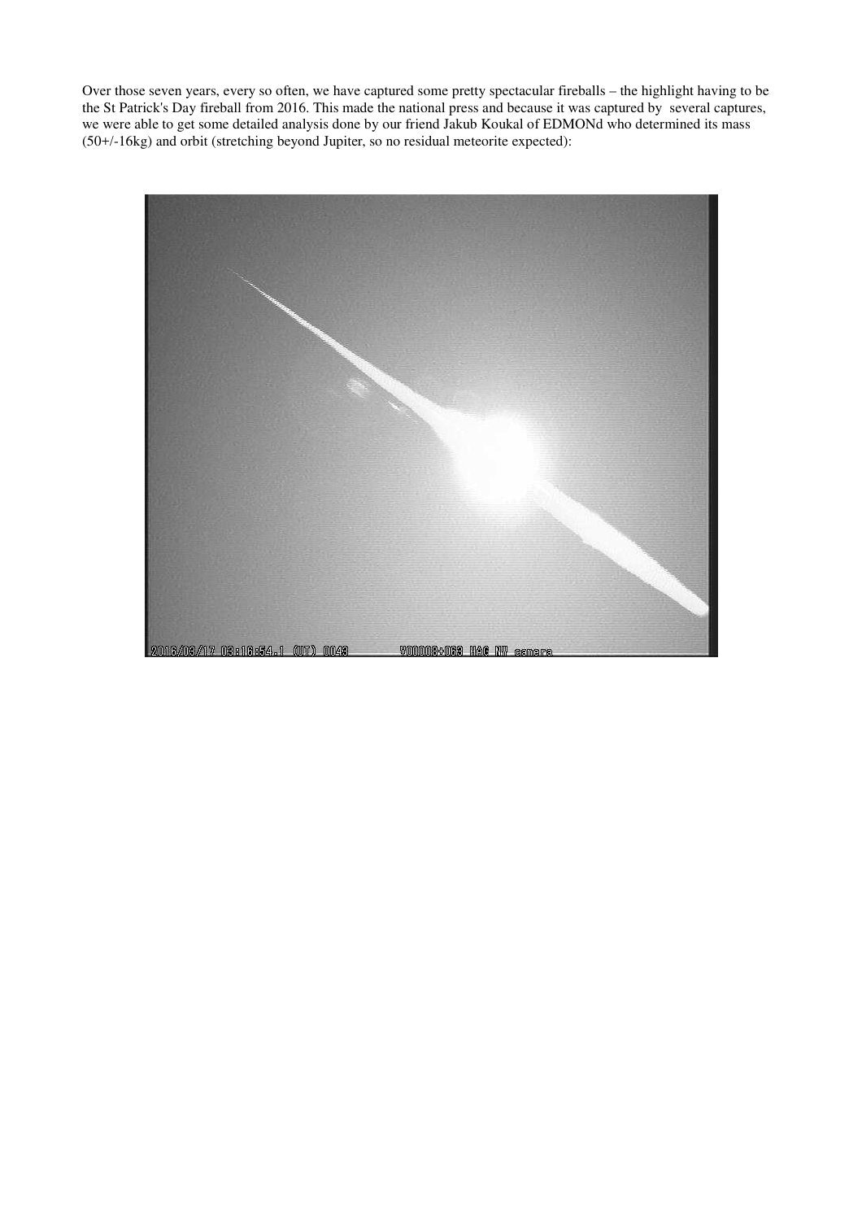Over those seven years, every so often, we have captured some pretty spectacular fireballs – the highlight having to be the St Patrick's Day fireball from 2016. This made the national press and because it was captured by  several captures, we were able to get some detailed analysis done by our friend Jakub Koukal of EDMONd who determined its mass (50+/-16kg) and orbit (stretching beyond Jupiter, so no residual meteorite expected):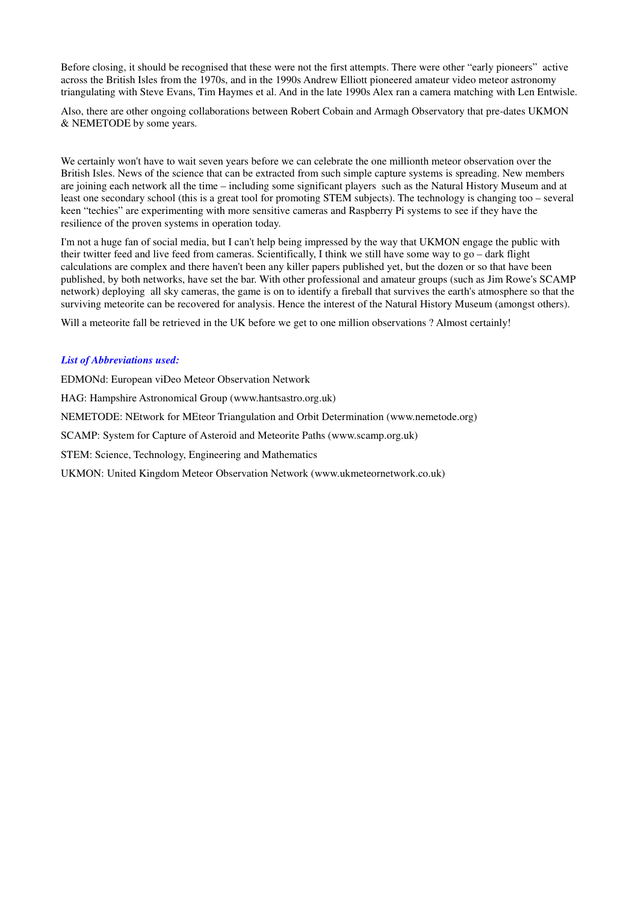Before closing, it should be recognised that these were not the first attempts. There were other "early pioneers" active across the British Isles from the 1970s, and in the 1990s Andrew Elliott pioneered amateur video meteor astronomy triangulating with Steve Evans, Tim Haymes et al. And in the late 1990s Alex ran a camera matching with Len Entwisle.

Also, there are other ongoing collaborations between Robert Cobain and Armagh Observatory that pre-dates UKMON & NEMETODE by some years.

We certainly won't have to wait seven years before we can celebrate the one millionth meteor observation over the British Isles. News of the science that can be extracted from such simple capture systems is spreading. New members are joining each network all the time – including some significant players such as the Natural History Museum and at least one secondary school (this is a great tool for promoting STEM subjects). The technology is changing too – several keen "techies" are experimenting with more sensitive cameras and Raspberry Pi systems to see if they have the resilience of the proven systems in operation today.

I'm not a huge fan of social media, but I can't help being impressed by the way that UKMON engage the public with their twitter feed and live feed from cameras. Scientifically, I think we still have some way to go – dark flight calculations are complex and there haven't been any killer papers published yet, but the dozen or so that have been published, by both networks, have set the bar. With other professional and amateur groups (such as Jim Rowe's SCAMP network) deploying all sky cameras, the game is on to identify a fireball that survives the earth's atmosphere so that the surviving meteorite can be recovered for analysis. Hence the interest of the Natural History Museum (amongst others).

Will a meteorite fall be retrieved in the UK before we get to one million observations ? Almost certainly!

***List of Abbreviations used:***

EDMONd: European viDeo Meteor Observation Network

HAG: Hampshire Astronomical Group (www.hantsastro.org.uk)

NEMETODE: NEtwork for MEteor Triangulation and Orbit Determination (www.nemetode.org)

SCAMP: System for Capture of Asteroid and Meteorite Paths (www.scamp.org.uk)

STEM: Science, Technology, Engineering and Mathematics

UKMON: United Kingdom Meteor Observation Network (www.ukmeteornetwork.co.uk)